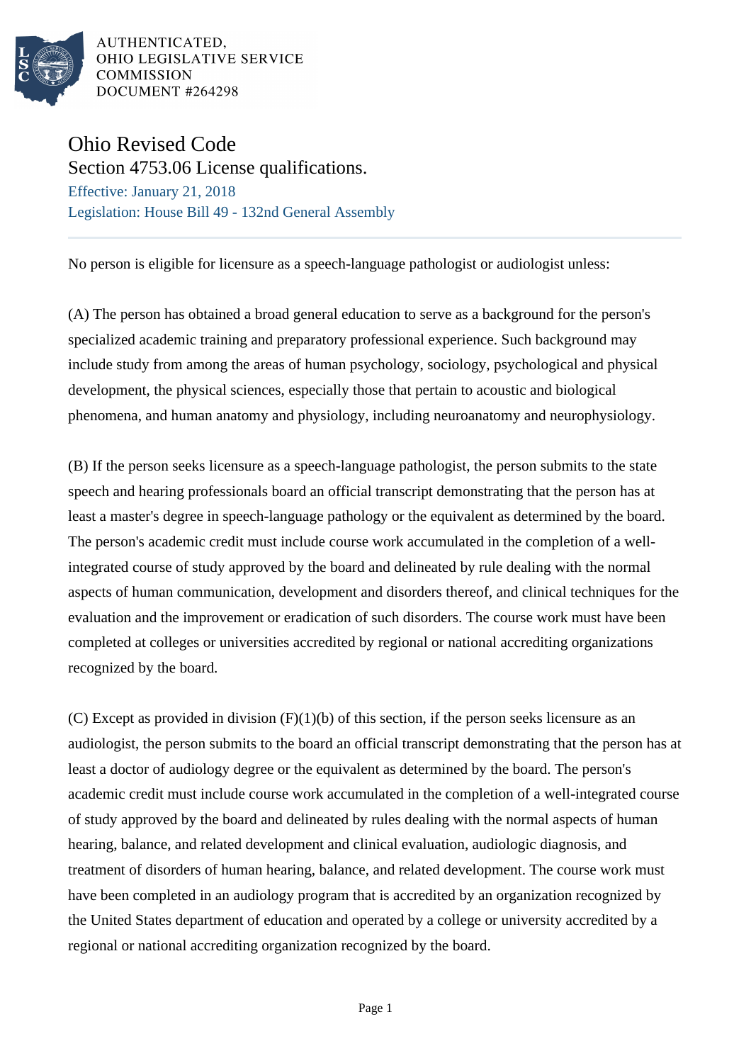AUTHENTICATED,
OHIO LEGISLATIVE SERVICE
COMMISSION
DOCUMENT #264298

# Ohio Revised Code

## Section 4753.06 License qualifications.

Effective: January 21, 2018

Legislation: House Bill 49 - 132nd General Assembly

No person is eligible for licensure as a speech-language pathologist or audiologist unless:

(A) The person has obtained a broad general education to serve as a background for the person's specialized academic training and preparatory professional experience. Such background may include study from among the areas of human psychology, sociology, psychological and physical development, the physical sciences, especially those that pertain to acoustic and biological phenomena, and human anatomy and physiology, including neuroanatomy and neurophysiology.

(B) If the person seeks licensure as a speech-language pathologist, the person submits to the state speech and hearing professionals board an official transcript demonstrating that the person has at least a master's degree in speech-language pathology or the equivalent as determined by the board. The person's academic credit must include course work accumulated in the completion of a well-integrated course of study approved by the board and delineated by rule dealing with the normal aspects of human communication, development and disorders thereof, and clinical techniques for the evaluation and the improvement or eradication of such disorders. The course work must have been completed at colleges or universities accredited by regional or national accrediting organizations recognized by the board.

(C) Except as provided in division (F)(1)(b) of this section, if the person seeks licensure as an audiologist, the person submits to the board an official transcript demonstrating that the person has at least a doctor of audiology degree or the equivalent as determined by the board. The person's academic credit must include course work accumulated in the completion of a well-integrated course of study approved by the board and delineated by rules dealing with the normal aspects of human hearing, balance, and related development and clinical evaluation, audiologic diagnosis, and treatment of disorders of human hearing, balance, and related development. The course work must have been completed in an audiology program that is accredited by an organization recognized by the United States department of education and operated by a college or university accredited by a regional or national accrediting organization recognized by the board.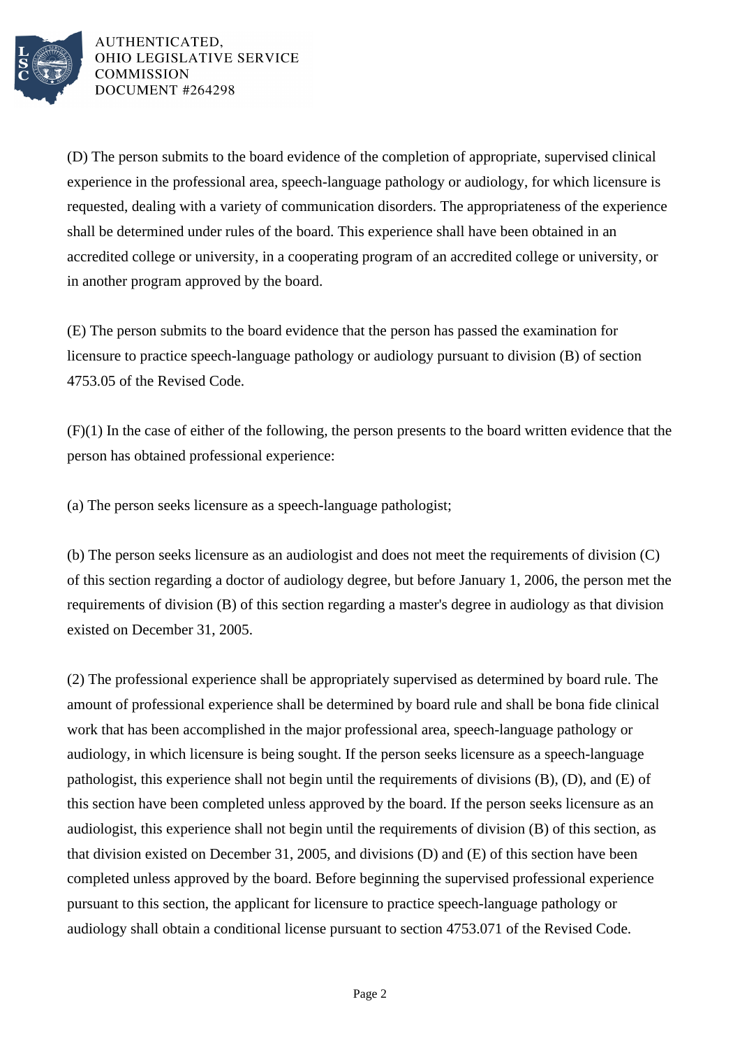(D) The person submits to the board evidence of the completion of appropriate, supervised clinical experience in the professional area, speech-language pathology or audiology, for which licensure is requested, dealing with a variety of communication disorders. The appropriateness of the experience shall be determined under rules of the board. This experience shall have been obtained in an accredited college or university, in a cooperating program of an accredited college or university, or in another program approved by the board.

(E) The person submits to the board evidence that the person has passed the examination for licensure to practice speech-language pathology or audiology pursuant to division (B) of section 4753.05 of the Revised Code.

(F)(1) In the case of either of the following, the person presents to the board written evidence that the person has obtained professional experience:

(a) The person seeks licensure as a speech-language pathologist;

(b) The person seeks licensure as an audiologist and does not meet the requirements of division (C) of this section regarding a doctor of audiology degree, but before January 1, 2006, the person met the requirements of division (B) of this section regarding a master's degree in audiology as that division existed on December 31, 2005.

(2) The professional experience shall be appropriately supervised as determined by board rule. The amount of professional experience shall be determined by board rule and shall be bona fide clinical work that has been accomplished in the major professional area, speech-language pathology or audiology, in which licensure is being sought. If the person seeks licensure as a speech-language pathologist, this experience shall not begin until the requirements of divisions (B), (D), and (E) of this section have been completed unless approved by the board. If the person seeks licensure as an audiologist, this experience shall not begin until the requirements of division (B) of this section, as that division existed on December 31, 2005, and divisions (D) and (E) of this section have been completed unless approved by the board. Before beginning the supervised professional experience pursuant to this section, the applicant for licensure to practice speech-language pathology or audiology shall obtain a conditional license pursuant to section 4753.071 of the Revised Code.